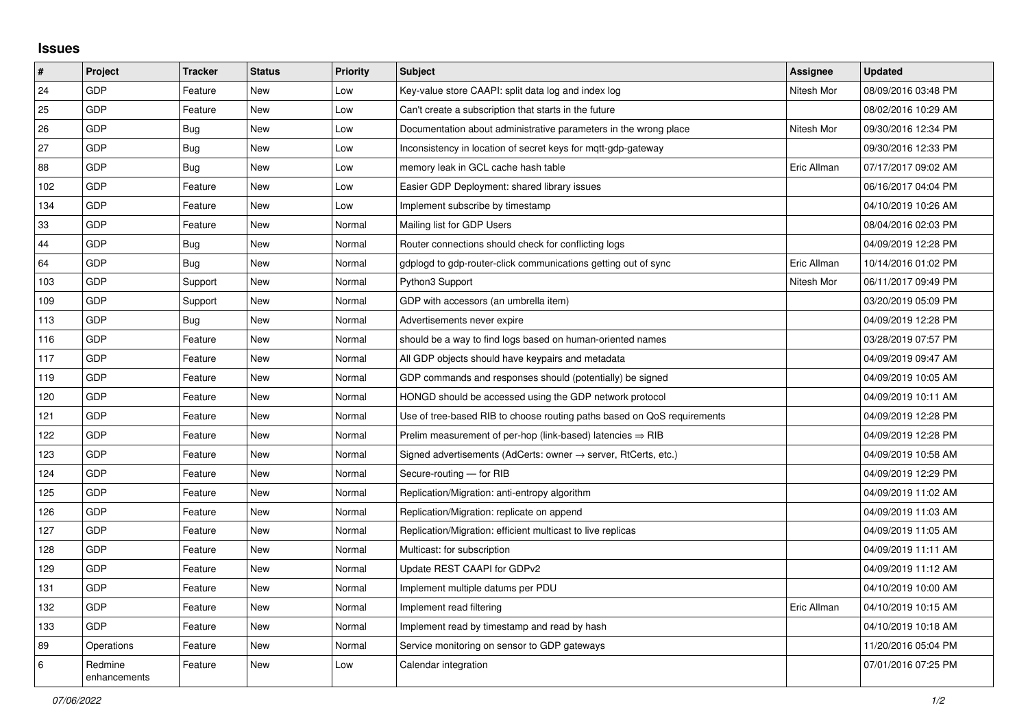## Issues

| # | Project | Tracker | Status | Priority | Subject | Assignee | Updated |
|---|---|---|---|---|---|---|---|
| 24 | GDP | Feature | New | Low | Key-value store CAAPI: split data log and index log | Nitesh Mor | 08/09/2016 03:48 PM |
| 25 | GDP | Feature | New | Low | Can't create a subscription that starts in the future | | 08/02/2016 10:29 AM |
| 26 | GDP | Bug | New | Low | Documentation about administrative parameters in the wrong place | Nitesh Mor | 09/30/2016 12:34 PM |
| 27 | GDP | Bug | New | Low | Inconsistency in location of secret keys for mqtt-gdp-gateway | | 09/30/2016 12:33 PM |
| 88 | GDP | Bug | New | Low | memory leak in GCL cache hash table | Eric Allman | 07/17/2017 09:02 AM |
| 102 | GDP | Feature | New | Low | Easier GDP Deployment: shared library issues | | 06/16/2017 04:04 PM |
| 134 | GDP | Feature | New | Low | Implement subscribe by timestamp | | 04/10/2019 10:26 AM |
| 33 | GDP | Feature | New | Normal | Mailing list for GDP Users | | 08/04/2016 02:03 PM |
| 44 | GDP | Bug | New | Normal | Router connections should check for conflicting logs | | 04/09/2019 12:28 PM |
| 64 | GDP | Bug | New | Normal | gdplogd to gdp-router-click communications getting out of sync | Eric Allman | 10/14/2016 01:02 PM |
| 103 | GDP | Support | New | Normal | Python3 Support | Nitesh Mor | 06/11/2017 09:49 PM |
| 109 | GDP | Support | New | Normal | GDP with accessors (an umbrella item) | | 03/20/2019 05:09 PM |
| 113 | GDP | Bug | New | Normal | Advertisements never expire | | 04/09/2019 12:28 PM |
| 116 | GDP | Feature | New | Normal | should be a way to find logs based on human-oriented names | | 03/28/2019 07:57 PM |
| 117 | GDP | Feature | New | Normal | All GDP objects should have keypairs and metadata | | 04/09/2019 09:47 AM |
| 119 | GDP | Feature | New | Normal | GDP commands and responses should (potentially) be signed | | 04/09/2019 10:05 AM |
| 120 | GDP | Feature | New | Normal | HONGD should be accessed using the GDP network protocol | | 04/09/2019 10:11 AM |
| 121 | GDP | Feature | New | Normal | Use of tree-based RIB to choose routing paths based on QoS requirements | | 04/09/2019 12:28 PM |
| 122 | GDP | Feature | New | Normal | Prelim measurement of per-hop (link-based) latencies ⇒ RIB | | 04/09/2019 12:28 PM |
| 123 | GDP | Feature | New | Normal | Signed advertisements (AdCerts: owner → server, RtCerts, etc.) | | 04/09/2019 10:58 AM |
| 124 | GDP | Feature | New | Normal | Secure-routing — for RIB | | 04/09/2019 12:29 PM |
| 125 | GDP | Feature | New | Normal | Replication/Migration: anti-entropy algorithm | | 04/09/2019 11:02 AM |
| 126 | GDP | Feature | New | Normal | Replication/Migration: replicate on append | | 04/09/2019 11:03 AM |
| 127 | GDP | Feature | New | Normal | Replication/Migration: efficient multicast to live replicas | | 04/09/2019 11:05 AM |
| 128 | GDP | Feature | New | Normal | Multicast: for subscription | | 04/09/2019 11:11 AM |
| 129 | GDP | Feature | New | Normal | Update REST CAAPI for GDPv2 | | 04/09/2019 11:12 AM |
| 131 | GDP | Feature | New | Normal | Implement multiple datums per PDU | | 04/10/2019 10:00 AM |
| 132 | GDP | Feature | New | Normal | Implement read filtering | Eric Allman | 04/10/2019 10:15 AM |
| 133 | GDP | Feature | New | Normal | Implement read by timestamp and read by hash | | 04/10/2019 10:18 AM |
| 89 | Operations | Feature | New | Normal | Service monitoring on sensor to GDP gateways | | 11/20/2016 05:04 PM |
| 6 | Redmine enhancements | Feature | New | Low | Calendar integration | | 07/01/2016 07:25 PM |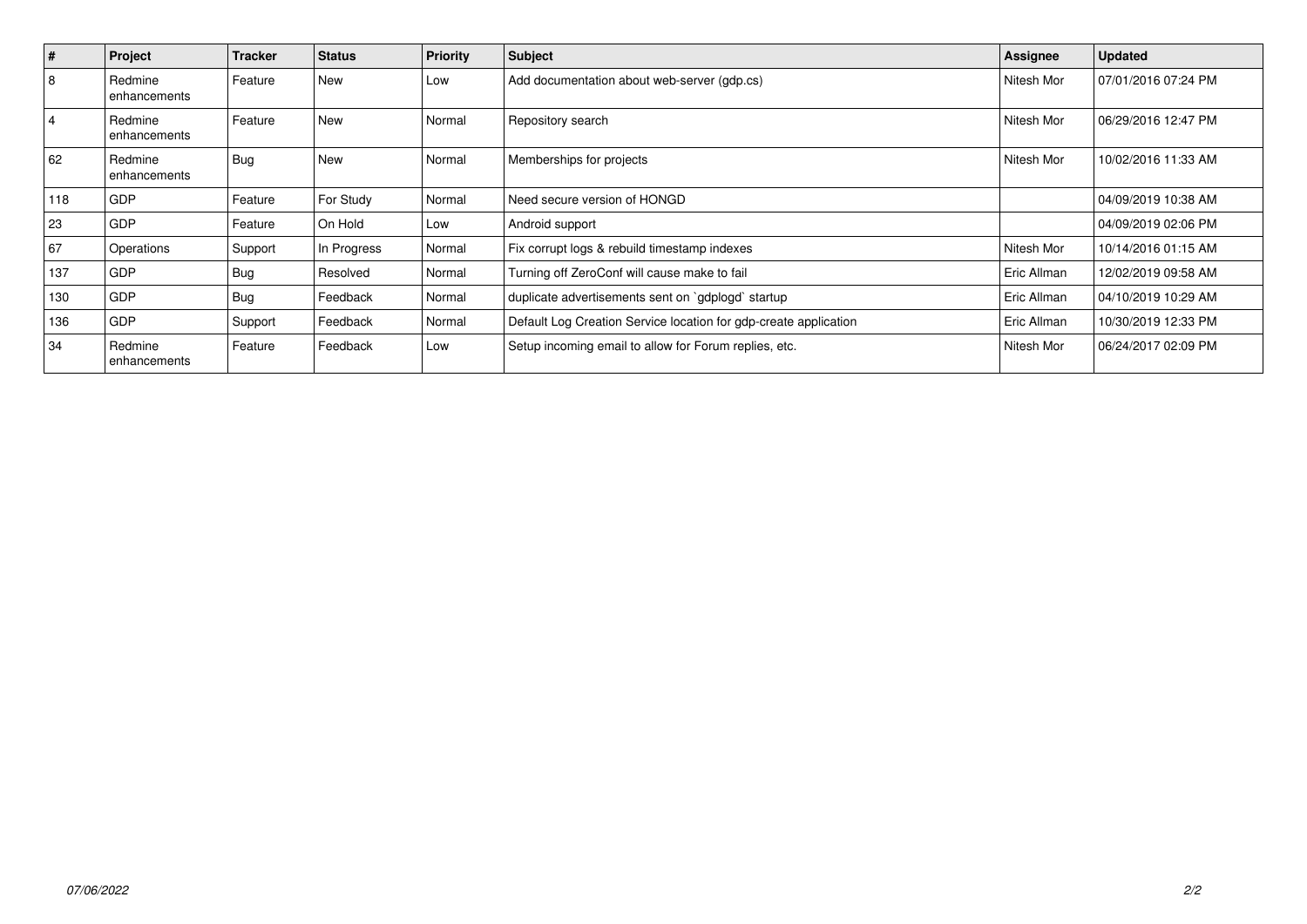| # | Project | Tracker | Status | Priority | Subject | Assignee | Updated |
|---|---|---|---|---|---|---|---|
| 8 | Redmine enhancements | Feature | New | Low | Add documentation about web-server (gdp.cs) | Nitesh Mor | 07/01/2016 07:24 PM |
| 4 | Redmine enhancements | Feature | New | Normal | Repository search | Nitesh Mor | 06/29/2016 12:47 PM |
| 62 | Redmine enhancements | Bug | New | Normal | Memberships for projects | Nitesh Mor | 10/02/2016 11:33 AM |
| 118 | GDP | Feature | For Study | Normal | Need secure version of HONGD | | 04/09/2019 10:38 AM |
| 23 | GDP | Feature | On Hold | Low | Android support | | 04/09/2019 02:06 PM |
| 67 | Operations | Support | In Progress | Normal | Fix corrupt logs & rebuild timestamp indexes | Nitesh Mor | 10/14/2016 01:15 AM |
| 137 | GDP | Bug | Resolved | Normal | Turning off ZeroConf will cause make to fail | Eric Allman | 12/02/2019 09:58 AM |
| 130 | GDP | Bug | Feedback | Normal | duplicate advertisements sent on `gdplogd` startup | Eric Allman | 04/10/2019 10:29 AM |
| 136 | GDP | Support | Feedback | Normal | Default Log Creation Service location for gdp-create application | Eric Allman | 10/30/2019 12:33 PM |
| 34 | Redmine enhancements | Feature | Feedback | Low | Setup incoming email to allow for Forum replies, etc. | Nitesh Mor | 06/24/2017 02:09 PM |

*07/06/2022*